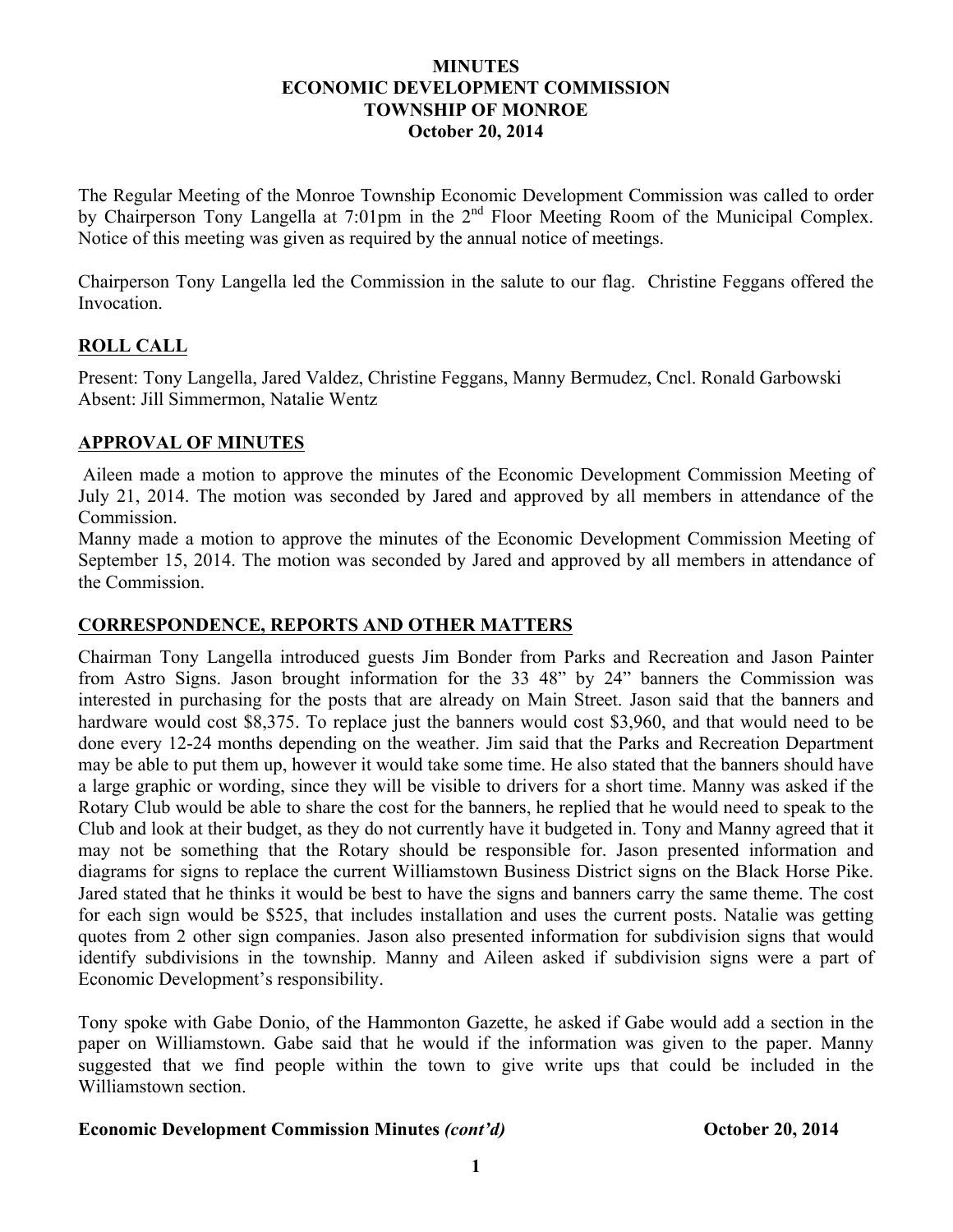**MINUTES**
**ECONOMIC DEVELOPMENT COMMISSION**
**TOWNSHIP OF MONROE**
**October 20, 2014**

The Regular Meeting of the Monroe Township Economic Development Commission was called to order by Chairperson Tony Langella at 7:01pm in the 2nd Floor Meeting Room of the Municipal Complex. Notice of this meeting was given as required by the annual notice of meetings.

Chairperson Tony Langella led the Commission in the salute to our flag. Christine Feggans offered the Invocation.

## ROLL CALL

Present: Tony Langella, Jared Valdez, Christine Feggans, Manny Bermudez, Cncl. Ronald Garbowski
Absent: Jill Simmermon, Natalie Wentz

## APPROVAL OF MINUTES

Aileen made a motion to approve the minutes of the Economic Development Commission Meeting of July 21, 2014. The motion was seconded by Jared and approved by all members in attendance of the Commission.
Manny made a motion to approve the minutes of the Economic Development Commission Meeting of September 15, 2014. The motion was seconded by Jared and approved by all members in attendance of the Commission.

## CORRESPONDENCE, REPORTS AND OTHER MATTERS

Chairman Tony Langella introduced guests Jim Bonder from Parks and Recreation and Jason Painter from Astro Signs. Jason brought information for the 33 48" by 24" banners the Commission was interested in purchasing for the posts that are already on Main Street. Jason said that the banners and hardware would cost $8,375. To replace just the banners would cost $3,960, and that would need to be done every 12-24 months depending on the weather. Jim said that the Parks and Recreation Department may be able to put them up, however it would take some time. He also stated that the banners should have a large graphic or wording, since they will be visible to drivers for a short time. Manny was asked if the Rotary Club would be able to share the cost for the banners, he replied that he would need to speak to the Club and look at their budget, as they do not currently have it budgeted in. Tony and Manny agreed that it may not be something that the Rotary should be responsible for. Jason presented information and diagrams for signs to replace the current Williamstown Business District signs on the Black Horse Pike. Jared stated that he thinks it would be best to have the signs and banners carry the same theme. The cost for each sign would be $525, that includes installation and uses the current posts. Natalie was getting quotes from 2 other sign companies. Jason also presented information for subdivision signs that would identify subdivisions in the township. Manny and Aileen asked if subdivision signs were a part of Economic Development's responsibility.

Tony spoke with Gabe Donio, of the Hammonton Gazette, he asked if Gabe would add a section in the paper on Williamstown. Gabe said that he would if the information was given to the paper. Manny suggested that we find people within the town to give write ups that could be included in the Williamstown section.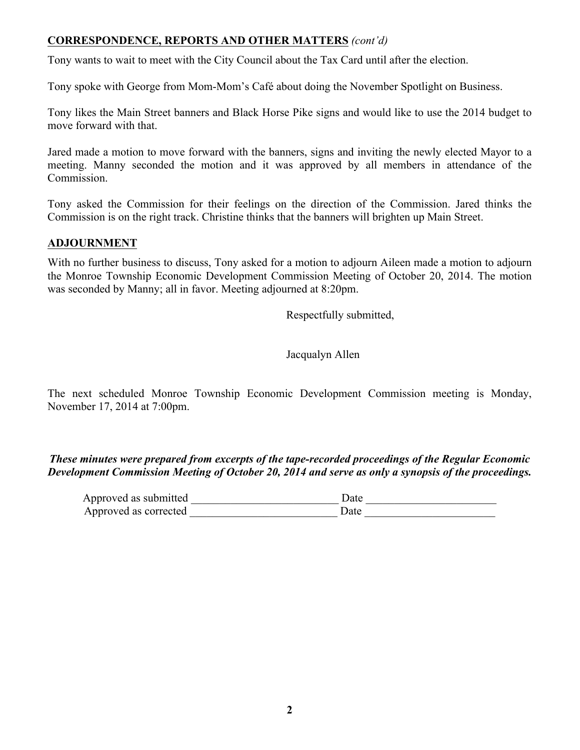**<u>CORRESPONDENCE, REPORTS AND OTHER MATTERS</u>** *(cont'd)*

Tony wants to wait to meet with the City Council about the Tax Card until after the election.

Tony spoke with George from Mom-Mom's Café about doing the November Spotlight on Business.

Tony likes the Main Street banners and Black Horse Pike signs and would like to use the 2014 budget to move forward with that.

Jared made a motion to move forward with the banners, signs and inviting the newly elected Mayor to a meeting. Manny seconded the motion and it was approved by all members in attendance of the Commission.

Tony asked the Commission for their feelings on the direction of the Commission. Jared thinks the Commission is on the right track. Christine thinks that the banners will brighten up Main Street.

**<u>ADJOURNMENT</u>**

With no further business to discuss, Tony asked for a motion to adjourn Aileen made a motion to adjourn the Monroe Township Economic Development Commission Meeting of October 20, 2014. The motion was seconded by Manny; all in favor. Meeting adjourned at 8:20pm.

Respectfully submitted,

Jacqualyn Allen

The next scheduled Monroe Township Economic Development Commission meeting is Monday, November 17, 2014 at 7:00pm.

***These minutes were prepared from excerpts of the tape-recorded proceedings of the Regular Economic Development Commission Meeting of October 20, 2014 and serve as only a synopsis of the proceedings.***

Approved as submitted __________________________ Date _______________________

Approved as corrected __________________________ Date _______________________